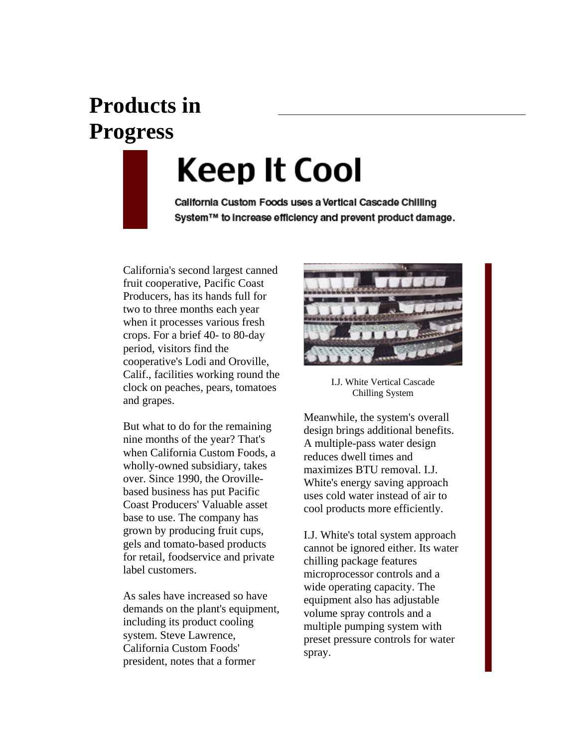# Products in Progress

## Keep It Cool

**California Custom Foods uses a Vertical Cascade Chilling System™ to increase efficiency and prevent product damage.**

California's second largest canned fruit cooperative, Pacific Coast Producers, has its hands full for two to three months each year when it processes various fresh crops. For a brief 40- to 80-day period, visitors find the cooperative's Lodi and Oroville, Calif., facilities working round the clock on peaches, pears, tomatoes and grapes.

But what to do for the remaining nine months of the year? That's when California Custom Foods, a wholly-owned subsidiary, takes over. Since 1990, the Oroville-based business has put Pacific Coast Producers' Valuable asset base to use. The company has grown by producing fruit cups, gels and tomato-based products for retail, foodservice and private label customers.

As sales have increased so have demands on the plant's equipment, including its product cooling system. Steve Lawrence, California Custom Foods' president, notes that a former

I.J. White Vertical Cascade Chilling System

Meanwhile, the system's overall design brings additional benefits. A multiple-pass water design reduces dwell times and maximizes BTU removal. I.J. White's energy saving approach uses cold water instead of air to cool products more efficiently.

I.J. White's total system approach cannot be ignored either. Its water chilling package features microprocessor controls and a wide operating capacity. The equipment also has adjustable volume spray controls and a multiple pumping system with preset pressure controls for water spray.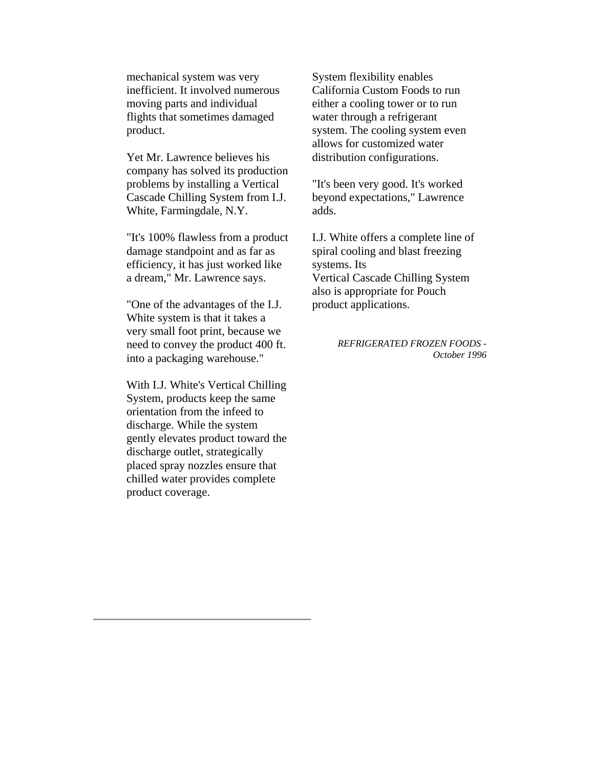mechanical system was very inefficient. It involved numerous moving parts and individual flights that sometimes damaged product.

Yet Mr. Lawrence believes his company has solved its production problems by installing a Vertical Cascade Chilling System from I.J. White, Farmingdale, N.Y.

"It's 100% flawless from a product damage standpoint and as far as efficiency, it has just worked like a dream," Mr. Lawrence says.

"One of the advantages of the I.J. White system is that it takes a very small foot print, because we need to convey the product 400 ft. into a packaging warehouse."

With I.J. White's Vertical Chilling System, products keep the same orientation from the infeed to discharge. While the system gently elevates product toward the discharge outlet, strategically placed spray nozzles ensure that chilled water provides complete product coverage.

System flexibility enables California Custom Foods to run either a cooling tower or to run water through a refrigerant system. The cooling system even allows for customized water distribution configurations.

"It's been very good. It's worked beyond expectations," Lawrence adds.

I.J. White offers a complete line of spiral cooling and blast freezing systems. Its Vertical Cascade Chilling System also is appropriate for Pouch product applications.

*REFRIGERATED FROZEN FOODS - October 1996*